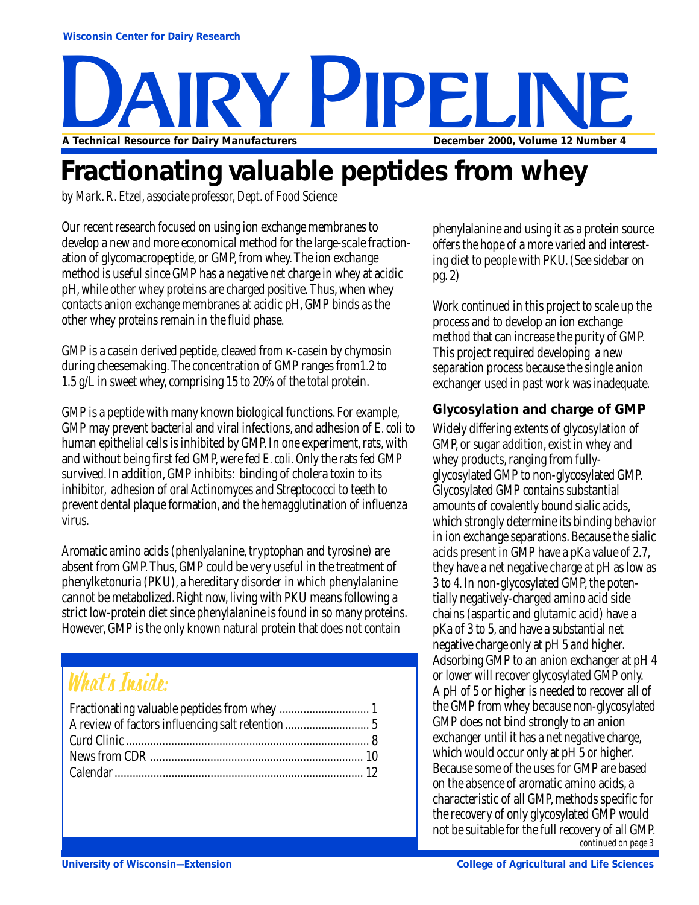Wisconsin Center for Dairy Research

# DAIRY PIPELINE

A Technical Resource for Dairy Manufacturers

December 2000, Volume 12 Number 4

# Fractionating valuable peptides from whey

*by Mark. R. Etzel, associate professor, Dept. of Food Science*

Our recent research focused on using ion exchange membranes to develop a new and more economical method for the large-scale fractionation of glycomacropeptide, or GMP, from whey. The ion exchange method is useful since GMP has a negative net charge in whey at acidic pH, while other whey proteins are charged positive. Thus, when whey contacts anion exchange membranes at acidic pH, GMP binds as the other whey proteins remain in the fluid phase.

GMP is a casein derived peptide, cleaved from κ-casein by chymosin during cheesemaking. The concentration of GMP ranges from1.2 to 1.5 g/L in sweet whey, comprising 15 to 20% of the total protein.

GMP is a peptide with many known biological functions. For example, GMP may prevent bacterial and viral infections, and adhesion of *E. coli* to human epithelial cells is inhibited by GMP. In one experiment, rats, with and without being first fed GMP, were fed *E. coli*. Only the rats fed GMP survived. In addition, GMP inhibits: binding of cholera toxin to its inhibitor, adhesion of oral Actinomyces and Streptococci to teeth to prevent dental plaque formation, and the hemagglutination of influenza virus.

Aromatic amino acids (phenlyalanine, tryptophan and tyrosine) are absent from GMP. Thus, GMP could be very useful in the treatment of phenylketonuria (PKU), a hereditary disorder in which phenylalanine cannot be metabolized. Right now, living with PKU means following a strict low-protein diet since phenylalanine is found in so many proteins. However, GMP is the only known natural protein that does not contain phenylalanine and using it as a protein source offers the hope of a more varied and interesting diet to people with PKU. (See sidebar on pg. 2)

Work continued in this project to scale up the process and to develop an ion exchange method that can increase the purity of GMP. This project required developing a new separation process because the single anion exchanger used in past work was inadequate.

### Glycosylation and charge of GMP

Widely differing extents of glycosylation of GMP, or sugar addition, exist in whey and whey products, ranging from fully-glycosylated GMP to non-glycosylated GMP. Glycosylated GMP contains substantial amounts of covalently bound sialic acids, which strongly determine its binding behavior in ion exchange separations. Because the sialic acids present in GMP have a pKa value of 2.7, they have a net negative charge at pH as low as 3 to 4. In non-glycosylated GMP, the potentially negatively-charged amino acid side chains (aspartic and glutamic acid) have a pKa of 3 to 5, and have a substantial net negative charge only at pH 5 and higher. Adsorbing GMP to an anion exchanger at pH 4 or lower will recover glycosylated GMP only. A pH of 5 or higher is needed to recover all of the GMP from whey because non-glycosylated GMP does not bind strongly to an anion exchanger until it has a net negative charge, which would occur only at pH 5 or higher. Because some of the uses for GMP are based on the absence of aromatic amino acids, a characteristic of all GMP, methods specific for the recovery of only glycosylated GMP would not be suitable for the full recovery of all GMP.

*continued on page 3*

## What's Inside:

- Fractionating valuable peptides from whey .......... 1
- A review of factors influencing salt retention .......... 5
- Curd Clinic .......... 8
- News from CDR .......... 10
- Calendar .......... 12

University of Wisconsin—Extension

College of Agricultural and Life Sciences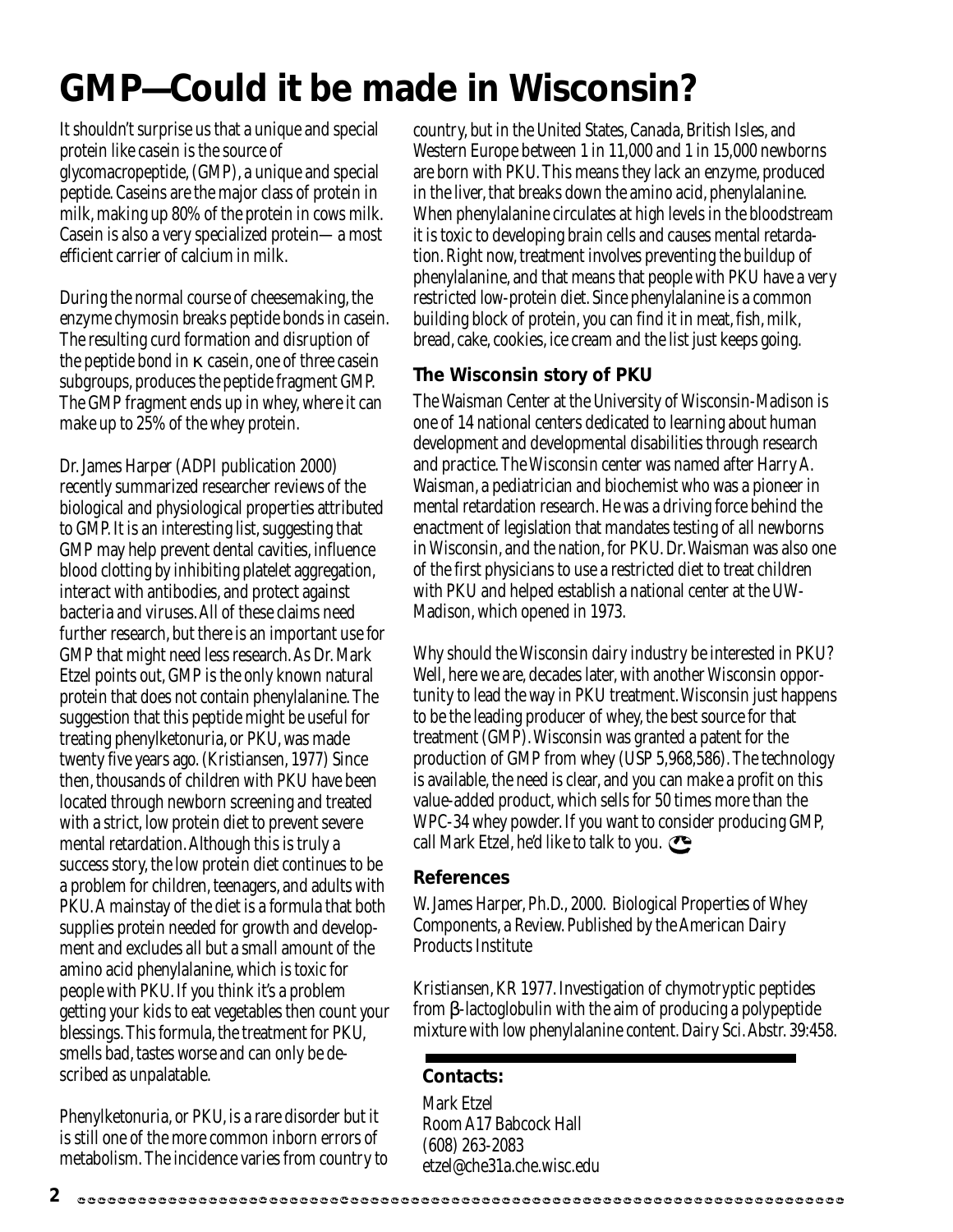# GMP—Could it be made in Wisconsin?

It shouldn't surprise us that a unique and special protein like casein is the source of glycomacropeptide, (GMP), a unique and special peptide. Caseins are the major class of protein in milk, making up 80% of the protein in cows milk. Casein is also a very specialized protein— a most efficient carrier of calcium in milk.

During the normal course of cheesemaking, the enzyme chymosin breaks peptide bonds in casein. The resulting curd formation and disruption of the peptide bond in κ casein, one of three casein subgroups, produces the peptide fragment GMP. The GMP fragment ends up in whey, where it can make up to 25% of the whey protein.

Dr. James Harper (ADPI publication 2000) recently summarized researcher reviews of the biological and physiological properties attributed to GMP. It is an interesting list, suggesting that GMP may help prevent dental cavities, influence blood clotting by inhibiting platelet aggregation, interact with antibodies, and protect against bacteria and viruses. All of these claims need further research, but there is an important use for GMP that might need less research. As Dr. Mark Etzel points out, GMP is the only known natural protein that does not contain phenylalanine. The suggestion that this peptide might be useful for treating phenylketonuria, or PKU, was made twenty five years ago. (Kristiansen, 1977) Since then, thousands of children with PKU have been located through newborn screening and treated with a strict, low protein diet to prevent severe mental retardation. Although this is truly a success story, the low protein diet continues to be a problem for children, teenagers, and adults with PKU. A mainstay of the diet is a formula that both supplies protein needed for growth and development and excludes all but a small amount of the amino acid phenylalanine, which is toxic for people with PKU. If you think it's a problem getting your kids to eat vegetables then count your blessings. This formula, the treatment for PKU, smells bad, tastes worse and can only be described as unpalatable.

Phenylketonuria, or PKU, is a rare disorder but it is still one of the more common inborn errors of metabolism. The incidence varies from country to country, but in the United States, Canada, British Isles, and Western Europe between 1 in 11,000 and 1 in 15,000 newborns are born with PKU. This means they lack an enzyme, produced in the liver, that breaks down the amino acid, phenylalanine. When phenylalanine circulates at high levels in the bloodstream it is toxic to developing brain cells and causes mental retardation. Right now, treatment involves preventing the buildup of phenylalanine, and that means that people with PKU have a very restricted low-protein diet. Since phenylalanine is a common building block of protein, you can find it in meat, fish, milk, bread, cake, cookies, ice cream and the list just keeps going.

### The Wisconsin story of PKU

The Waisman Center at the University of Wisconsin-Madison is one of 14 national centers dedicated to learning about human development and developmental disabilities through research and practice. The Wisconsin center was named after Harry A. Waisman, a pediatrician and biochemist who was a pioneer in mental retardation research. He was a driving force behind the enactment of legislation that mandates testing of all newborns in Wisconsin, and the nation, for PKU. Dr. Waisman was also one of the first physicians to use a restricted diet to treat children with PKU and helped establish a national center at the UW-Madison, which opened in 1973.

Why should the Wisconsin dairy industry be interested in PKU? Well, here we are, decades later, with another Wisconsin opportunity to lead the way in PKU treatment. Wisconsin just happens to be the leading producer of whey, the best source for that treatment (GMP). Wisconsin was granted a patent for the production of GMP from whey (USP 5,968,586). The technology is available, the need is clear, and you can make a profit on this value-added product, which sells for 50 times more than the WPC-34 whey powder. If you want to consider producing GMP, call Mark Etzel, he'd like to talk to you.

### References

W. James Harper, Ph.D., 2000. Biological Properties of Whey Components, a Review. Published by the American Dairy Products Institute

Kristiansen, KR 1977. Investigation of chymotryptic peptides from β-lactoglobulin with the aim of producing a polypeptide mixture with low phenylalanine content. Dairy Sci. Abstr. 39:458.

### Contacts:

Mark Etzel
Room A17 Babcock Hall
(608) 263-2083
etzel@che31a.che.wisc.edu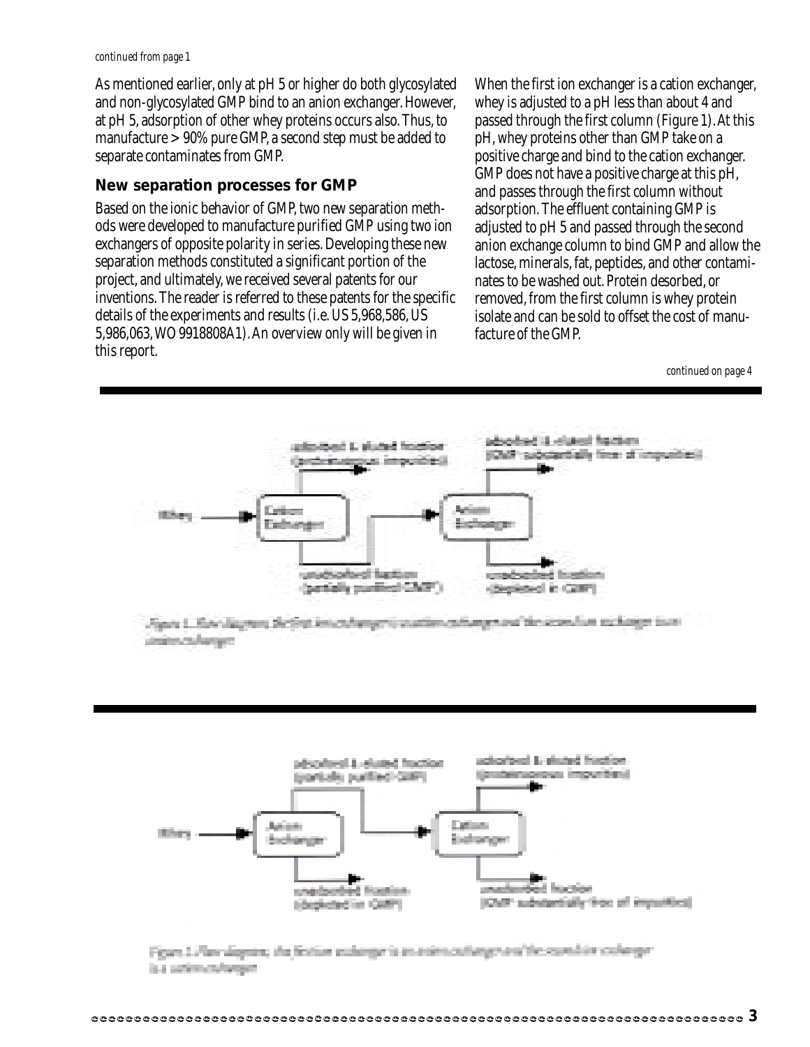*continued from page 1*

As mentioned earlier, only at pH 5 or higher do both glycosylated and non-glycosylated GMP bind to an anion exchanger. However, at pH 5, adsorption of other whey proteins occurs also. Thus, to manufacture > 90% pure GMP, a second step must be added to separate contaminates from GMP.

## New separation processes for GMP

Based on the ionic behavior of GMP, two new separation methods were developed to manufacture purified GMP using two ion exchangers of opposite polarity in series. Developing these new separation methods constituted a significant portion of the project, and ultimately, we received several patents for our inventions. The reader is referred to these patents for the specific details of the experiments and results (i.e. US 5,968,586, US 5,986,063, WO 9918808A1). An overview only will be given in this report.

When the first ion exchanger is a cation exchanger, whey is adjusted to a pH less than about 4 and passed through the first column (Figure 1). At this pH, whey proteins other than GMP take on a positive charge and bind to the cation exchanger. GMP does not have a positive charge at this pH, and passes through the first column without adsorption. The effluent containing GMP is adjusted to pH 5 and passed through the second anion exchange column to bind GMP and allow the lactose, minerals, fat, peptides, and other contaminates to be washed out. Protein desorbed, or removed, from the first column is whey protein isolate and can be sold to offset the cost of manufacture of the GMP.

*continued on page 4*

Figure 1. Flow diagram; the first ion exchanger is a cation exchanger and the second ion exchanger is an anion exchanger.

Figure 2. Flow diagram; the first ion exchanger is an anion exchanger and the second ion exchanger is a cation exchanger.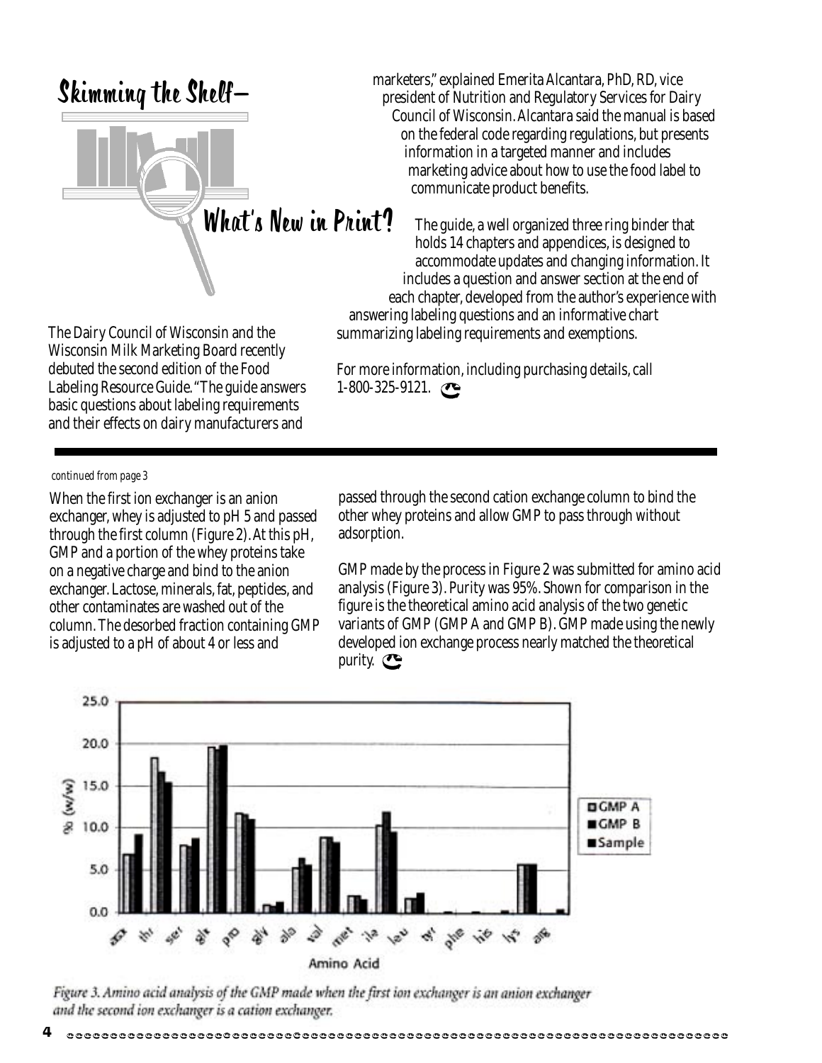# Skimming the Shelf—

## What's New in Print?

The Dairy Council of Wisconsin and the Wisconsin Milk Marketing Board recently debuted the second edition of the Food Labeling Resource Guide. "The guide answers basic questions about labeling requirements and their effects on dairy manufacturers and marketers," explained Emerita Alcantara, PhD, RD, vice president of Nutrition and Regulatory Services for Dairy Council of Wisconsin. Alcantara said the manual is based on the federal code regarding regulations, but presents information in a targeted manner and includes marketing advice about how to use the food label to communicate product benefits.

The guide, a well organized three ring binder that holds 14 chapters and appendices, is designed to accommodate updates and changing information. It includes a question and answer section at the end of each chapter, developed from the author's experience with answering labeling questions and an informative chart summarizing labeling requirements and exemptions.

For more information, including purchasing details, call 1-800-325-9121.

---

*continued from page 3*

When the first ion exchanger is an anion exchanger, whey is adjusted to pH 5 and passed through the first column (Figure 2). At this pH, GMP and a portion of the whey proteins take on a negative charge and bind to the anion exchanger. Lactose, minerals, fat, peptides, and other contaminates are washed out of the column. The desorbed fraction containing GMP is adjusted to a pH of about 4 or less and passed through the second cation exchange column to bind the other whey proteins and allow GMP to pass through without adsorption.

GMP made by the process in Figure 2 was submitted for amino acid analysis (Figure 3). Purity was 95%. Shown for comparison in the figure is the theoretical amino acid analysis of the two genetic variants of GMP (GMP A and GMP B). GMP made using the newly developed ion exchange process nearly matched the theoretical purity.

Figure 3. Amino acid analysis of the GMP made when the first ion exchanger is an anion exchanger and the second ion exchanger is a cation exchanger.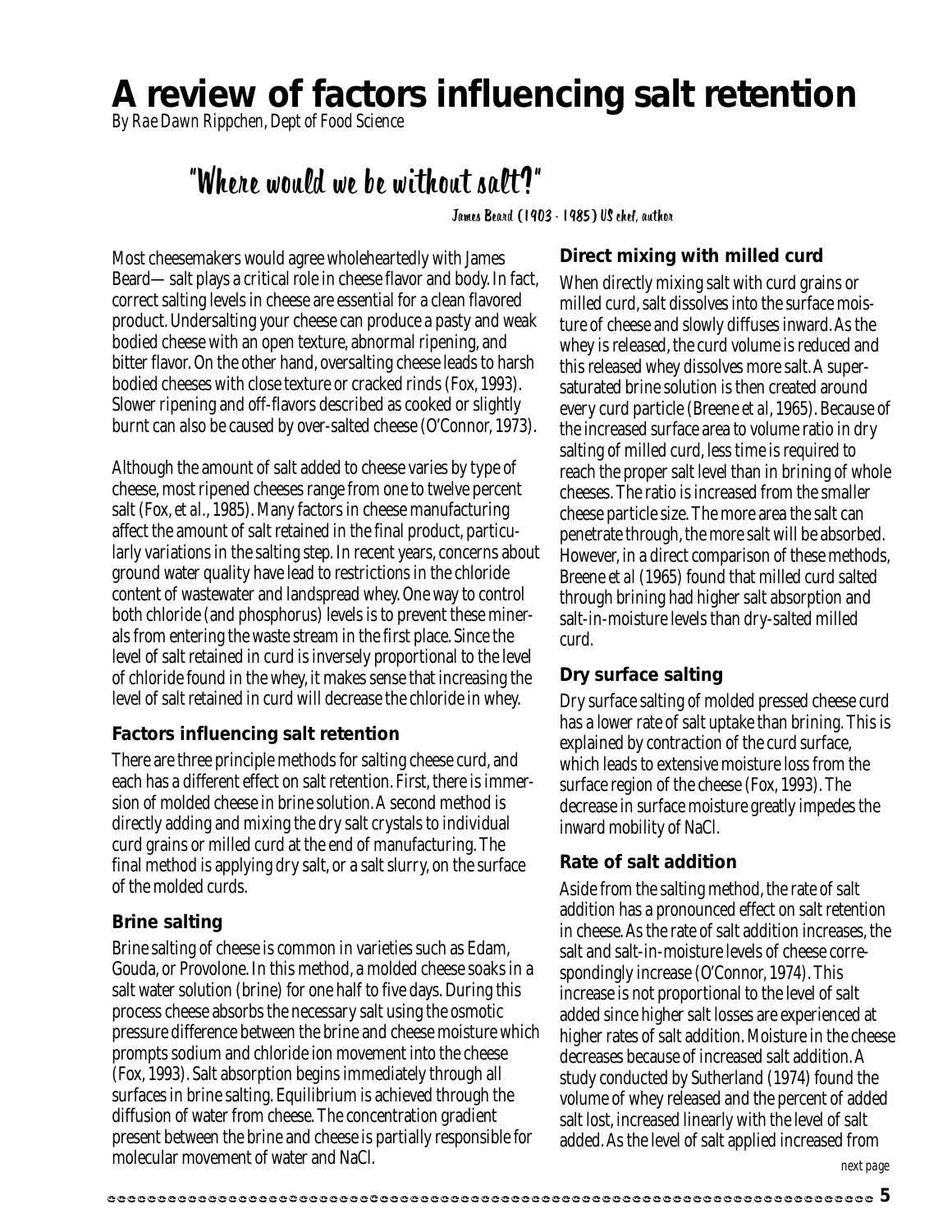# A review of factors influencing salt retention

*By Rae Dawn Rippchen, Dept of Food Science*

## "Where would we be without salt?"

James Beard (1903 - 1985) US chef, author

Most cheesemakers would agree wholeheartedly with James Beard— salt plays a critical role in cheese flavor and body. In fact, correct salting levels in cheese are essential for a clean flavored product. Undersalting your cheese can produce a pasty and weak bodied cheese with an open texture, abnormal ripening, and bitter flavor. On the other hand, oversalting cheese leads to harsh bodied cheeses with close texture or cracked rinds (Fox, 1993). Slower ripening and off-flavors described as cooked or slightly burnt can also be caused by over-salted cheese (O'Connor, 1973).

Although the amount of salt added to cheese varies by type of cheese, most ripened cheeses range from one to twelve percent salt (Fox, *et al.*, 1985). Many factors in cheese manufacturing affect the amount of salt retained in the final product, particularly variations in the salting step. In recent years, concerns about ground water quality have lead to restrictions in the chloride content of wastewater and landspread whey. One way to control both chloride (and phosphorus) levels is to prevent these minerals from entering the waste stream in the first place. Since the level of salt retained in curd is inversely proportional to the level of chloride found in the whey, it makes sense that increasing the level of salt retained in curd will decrease the chloride in whey.

### Factors influencing salt retention

There are three principle methods for salting cheese curd, and each has a different effect on salt retention. First, there is immersion of molded cheese in brine solution. A second method is directly adding and mixing the dry salt crystals to individual curd grains or milled curd at the end of manufacturing. The final method is applying dry salt, or a salt slurry, on the surface of the molded curds.

### Brine salting

Brine salting of cheese is common in varieties such as Edam, Gouda, or Provolone. In this method, a molded cheese soaks in a salt water solution (brine) for one half to five days. During this process cheese absorbs the necessary salt using the osmotic pressure difference between the brine and cheese moisture which prompts sodium and chloride ion movement into the cheese (Fox, 1993). Salt absorption begins immediately through all surfaces in brine salting. Equilibrium is achieved through the diffusion of water from cheese. The concentration gradient present between the brine and cheese is partially responsible for molecular movement of water and NaCl.

### Direct mixing with milled curd

When directly mixing salt with curd grains or milled curd, salt dissolves into the surface moisture of cheese and slowly diffuses inward. As the whey is released, the curd volume is reduced and this released whey dissolves more salt. A supersaturated brine solution is then created around every curd particle (Breene *et al*, 1965). Because of the increased surface area to volume ratio in dry salting of milled curd, less time is required to reach the proper salt level than in brining of whole cheeses. The ratio is increased from the smaller cheese particle size. The more area the salt can penetrate through, the more salt will be absorbed. However, in a direct comparison of these methods, Breene *et al* (1965) found that milled curd salted through brining had higher salt absorption and salt-in-moisture levels than dry-salted milled curd.

### Dry surface salting

Dry surface salting of molded pressed cheese curd has a lower rate of salt uptake than brining. This is explained by contraction of the curd surface, which leads to extensive moisture loss from the surface region of the cheese (Fox, 1993). The decrease in surface moisture greatly impedes the inward mobility of NaCl.

### Rate of salt addition

Aside from the salting method, the rate of salt addition has a pronounced effect on salt retention in cheese. As the rate of salt addition increases, the salt and salt-in-moisture levels of cheese correspondingly increase (O'Connor, 1974). This increase is not proportional to the level of salt added since higher salt losses are experienced at higher rates of salt addition. Moisture in the cheese decreases because of increased salt addition. A study conducted by Sutherland (1974) found the volume of whey released and the percent of added salt lost, increased linearly with the level of salt added. As the level of salt applied increased from

*next page*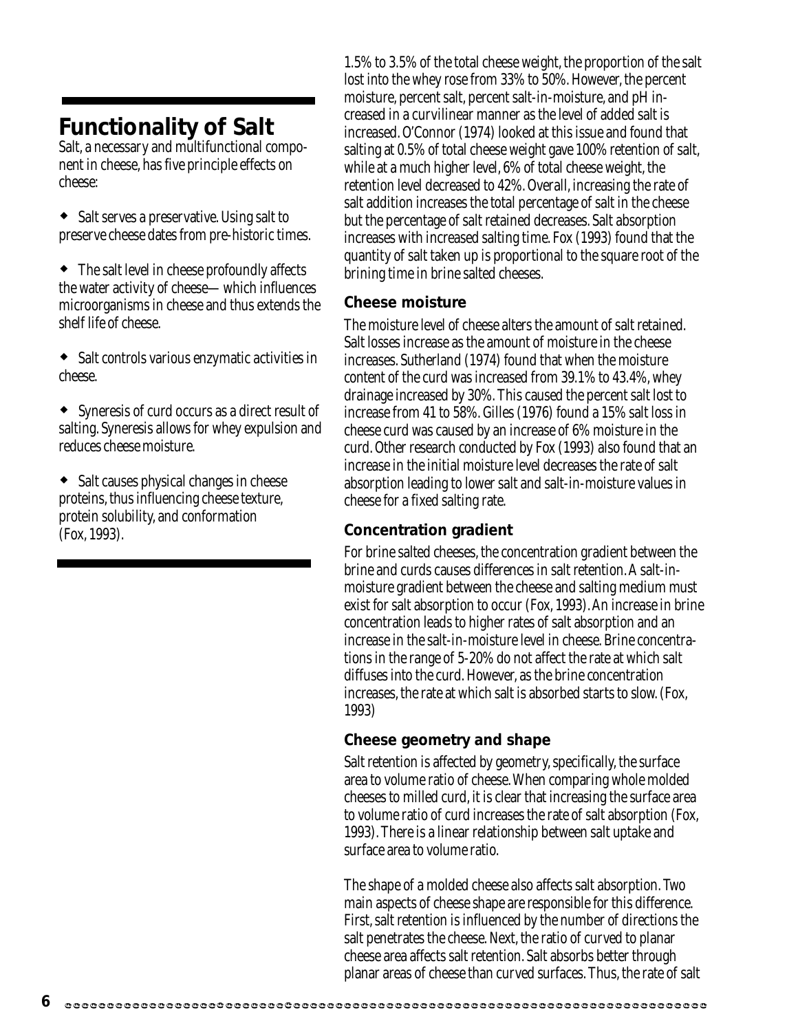## Functionality of Salt

Salt, a necessary and multifunctional component in cheese, has five principle effects on cheese:

- Salt serves a preservative. Using salt to preserve cheese dates from pre-historic times.
- The salt level in cheese profoundly affects the water activity of cheese— which influences microorganisms in cheese and thus extends the shelf life of cheese.
- Salt controls various enzymatic activities in cheese.
- Syneresis of curd occurs as a direct result of salting. Syneresis allows for whey expulsion and reduces cheese moisture.
- Salt causes physical changes in cheese proteins, thus influencing cheese texture, protein solubility, and conformation (Fox, 1993).

1.5% to 3.5% of the total cheese weight, the proportion of the salt lost into the whey rose from 33% to 50%. However, the percent moisture, percent salt, percent salt-in-moisture, and pH increased in a curvilinear manner as the level of added salt is increased. O'Connor (1974) looked at this issue and found that salting at 0.5% of total cheese weight gave 100% retention of salt, while at a much higher level, 6% of total cheese weight, the retention level decreased to 42%. Overall, increasing the rate of salt addition increases the total percentage of salt in the cheese but the percentage of salt retained decreases. Salt absorption increases with increased salting time. Fox (1993) found that the quantity of salt taken up is proportional to the square root of the brining time in brine salted cheeses.

### Cheese moisture

The moisture level of cheese alters the amount of salt retained. Salt losses increase as the amount of moisture in the cheese increases. Sutherland (1974) found that when the moisture content of the curd was increased from 39.1% to 43.4%, whey drainage increased by 30%. This caused the percent salt lost to increase from 41 to 58%. Gilles (1976) found a 15% salt loss in cheese curd was caused by an increase of 6% moisture in the curd. Other research conducted by Fox (1993) also found that an increase in the initial moisture level decreases the rate of salt absorption leading to lower salt and salt-in-moisture values in cheese for a fixed salting rate.

### Concentration gradient

For brine salted cheeses, the concentration gradient between the brine and curds causes differences in salt retention. A salt-in-moisture gradient between the cheese and salting medium must exist for salt absorption to occur (Fox, 1993). An increase in brine concentration leads to higher rates of salt absorption and an increase in the salt-in-moisture level in cheese. Brine concentrations in the range of 5-20% do not affect the rate at which salt diffuses into the curd. However, as the brine concentration increases, the rate at which salt is absorbed starts to slow. (Fox, 1993)

### Cheese geometry and shape

Salt retention is affected by geometry, specifically, the surface area to volume ratio of cheese. When comparing whole molded cheeses to milled curd, it is clear that increasing the surface area to volume ratio of curd increases the rate of salt absorption (Fox, 1993). There is a linear relationship between salt uptake and surface area to volume ratio.

The shape of a molded cheese also affects salt absorption. Two main aspects of cheese shape are responsible for this difference. First, salt retention is influenced by the number of directions the salt penetrates the cheese. Next, the ratio of curved to planar cheese area affects salt retention. Salt absorbs better through planar areas of cheese than curved surfaces. Thus, the rate of salt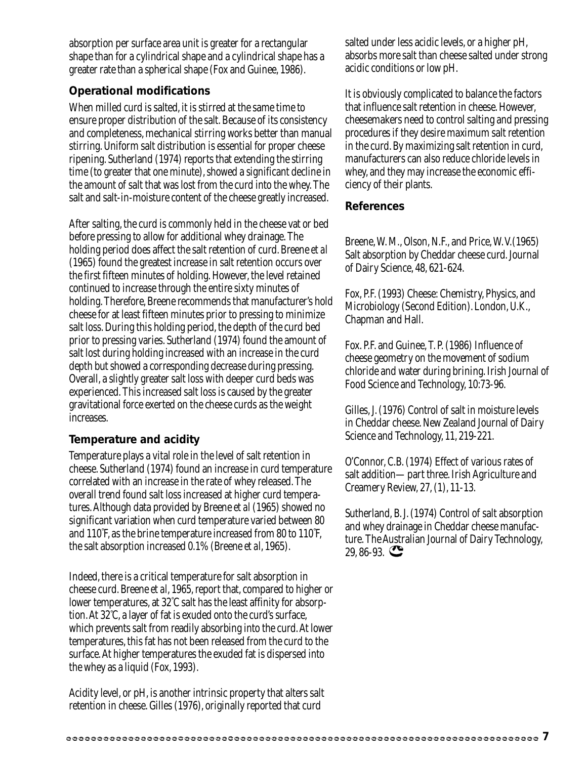absorption per surface area unit is greater for a rectangular shape than for a cylindrical shape and a cylindrical shape has a greater rate than a spherical shape (Fox and Guinee, 1986).

### Operational modifications

When milled curd is salted, it is stirred at the same time to ensure proper distribution of the salt. Because of its consistency and completeness, mechanical stirring works better than manual stirring. Uniform salt distribution is essential for proper cheese ripening. Sutherland (1974) reports that extending the stirring time (to greater that one minute), showed a significant decline in the amount of salt that was lost from the curd into the whey. The salt and salt-in-moisture content of the cheese greatly increased.

After salting, the curd is commonly held in the cheese vat or bed before pressing to allow for additional whey drainage. The holding period does affect the salt retention of curd. Breene et al (1965) found the greatest increase in salt retention occurs over the first fifteen minutes of holding. However, the level retained continued to increase through the entire sixty minutes of holding. Therefore, Breene recommends that manufacturer's hold cheese for at least fifteen minutes prior to pressing to minimize salt loss. During this holding period, the depth of the curd bed prior to pressing varies. Sutherland (1974) found the amount of salt lost during holding increased with an increase in the curd depth but showed a corresponding decrease during pressing. Overall, a slightly greater salt loss with deeper curd beds was experienced. This increased salt loss is caused by the greater gravitational force exerted on the cheese curds as the weight increases.

### Temperature and acidity

Temperature plays a vital role in the level of salt retention in cheese. Sutherland (1974) found an increase in curd temperature correlated with an increase in the rate of whey released. The overall trend found salt loss increased at higher curd temperatures. Although data provided by Breene *et al* (1965) showed no significant variation when curd temperature varied between 80 and 110°F, as the brine temperature increased from 80 to 110°F, the salt absorption increased 0.1% (Breene *et al*, 1965).

Indeed, there is a critical temperature for salt absorption in cheese curd. Breene *et al*, 1965, report that, compared to higher or lower temperatures, at 32°C salt has the least affinity for absorption. At 32°C, a layer of fat is exuded onto the curd's surface, which prevents salt from readily absorbing into the curd. At lower temperatures, this fat has not been released from the curd to the surface. At higher temperatures the exuded fat is dispersed into the whey as a liquid (Fox, 1993).

Acidity level, or pH, is another intrinsic property that alters salt retention in cheese. Gilles (1976), originally reported that curd salted under less acidic levels, or a higher pH, absorbs more salt than cheese salted under strong acidic conditions or low pH.

It is obviously complicated to balance the factors that influence salt retention in cheese. However, cheesemakers need to control salting and pressing procedures if they desire maximum salt retention in the curd. By maximizing salt retention in curd, manufacturers can also reduce chloride levels in whey, and they may increase the economic efficiency of their plants.

### References

Breene, W. M., Olson, N.F., and Price, W.V. (1965) Salt absorption by Cheddar cheese curd. Journal of Dairy Science, 48, 621-624.

Fox, P.F. (1993) Cheese: Chemistry, Physics, and Microbiology (Second Edition). London, U.K., Chapman and Hall.

Fox. P.F. and Guinee, T. P. (1986) Influence of cheese geometry on the movement of sodium chloride and water during brining. Irish Journal of Food Science and Technology, 10:73-96.

Gilles, J. (1976) Control of salt in moisture levels in Cheddar cheese. New Zealand Journal of Dairy Science and Technology, 11, 219-221.

O'Connor, C.B. (1974) Effect of various rates of salt addition— part three. Irish Agriculture and Creamery Review, 27, (1), 11-13.

Sutherland, B. J. (1974) Control of salt absorption and whey drainage in Cheddar cheese manufacture. The Australian Journal of Dairy Technology, 29, 86-93.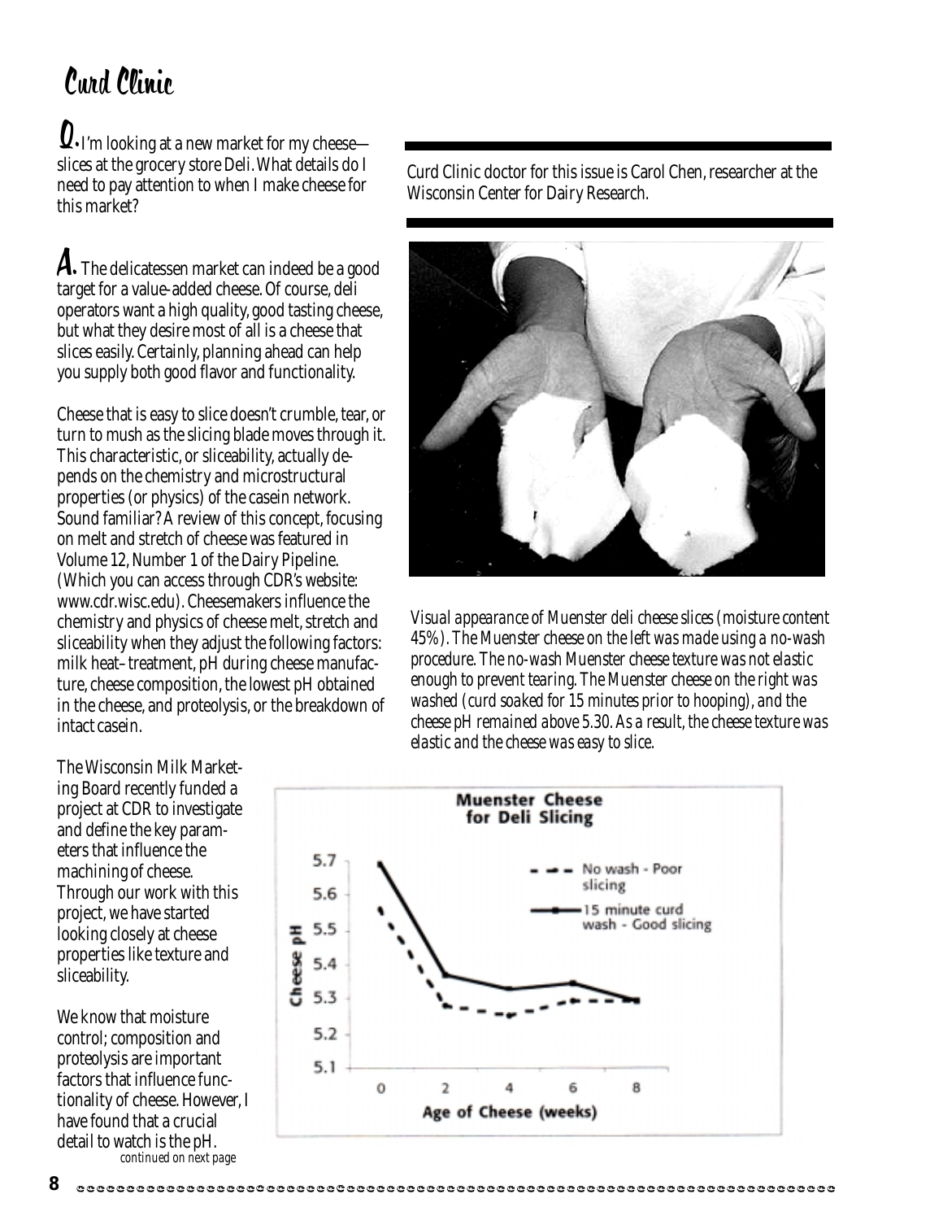# Curd Clinic

**Q.** I'm looking at a new market for my cheese—slices at the grocery store Deli. What details do I need to pay attention to when I make cheese for this market?

**A.** The delicatessen market can indeed be a good target for a value-added cheese. Of course, deli operators want a high quality, good tasting cheese, but what they desire most of all is a cheese that slices easily. Certainly, planning ahead can help you supply both good flavor and functionality.

Cheese that is easy to slice doesn't crumble, tear, or turn to mush as the slicing blade moves through it. This characteristic, or sliceability, actually depends on the chemistry and microstructural properties (or physics) of the casein network. Sound familiar? A review of this concept, focusing on melt and stretch of cheese was featured in Volume 12, Number 1 of the Dairy Pipeline. (Which you can access through CDR's website: www.cdr.wisc.edu). Cheesemakers influence the chemistry and physics of cheese melt, stretch and sliceability when they adjust the following factors: milk heat–treatment, pH during cheese manufacture, cheese composition, the lowest pH obtained in the cheese, and proteolysis, or the breakdown of intact casein.

The Wisconsin Milk Marketing Board recently funded a project at CDR to investigate and define the key parameters that influence the machining of cheese. Through our work with this project, we have started looking closely at cheese properties like texture and sliceability.

We know that moisture control; composition and proteolysis are important factors that influence functionality of cheese. However, I have found that a crucial detail to watch is the pH.

*continued on next page*

*Curd Clinic doctor for this issue is Carol Chen, researcher at the Wisconsin Center for Dairy Research.*

*Visual appearance of Muenster deli cheese slices (moisture content 45%). The Muenster cheese on the left was made using a no-wash procedure. The no-wash Muenster cheese texture was not elastic enough to prevent tearing. The Muenster cheese on the right was washed (curd soaked for 15 minutes prior to hooping), and the cheese pH remained above 5.30. As a result, the cheese texture was elastic and the cheese was easy to slice.*

**Muenster Cheese for Deli Slicing**

Cheese pH vs. Age of Cheese (weeks): No wash - Poor slicing; 15 minute curd wash - Good slicing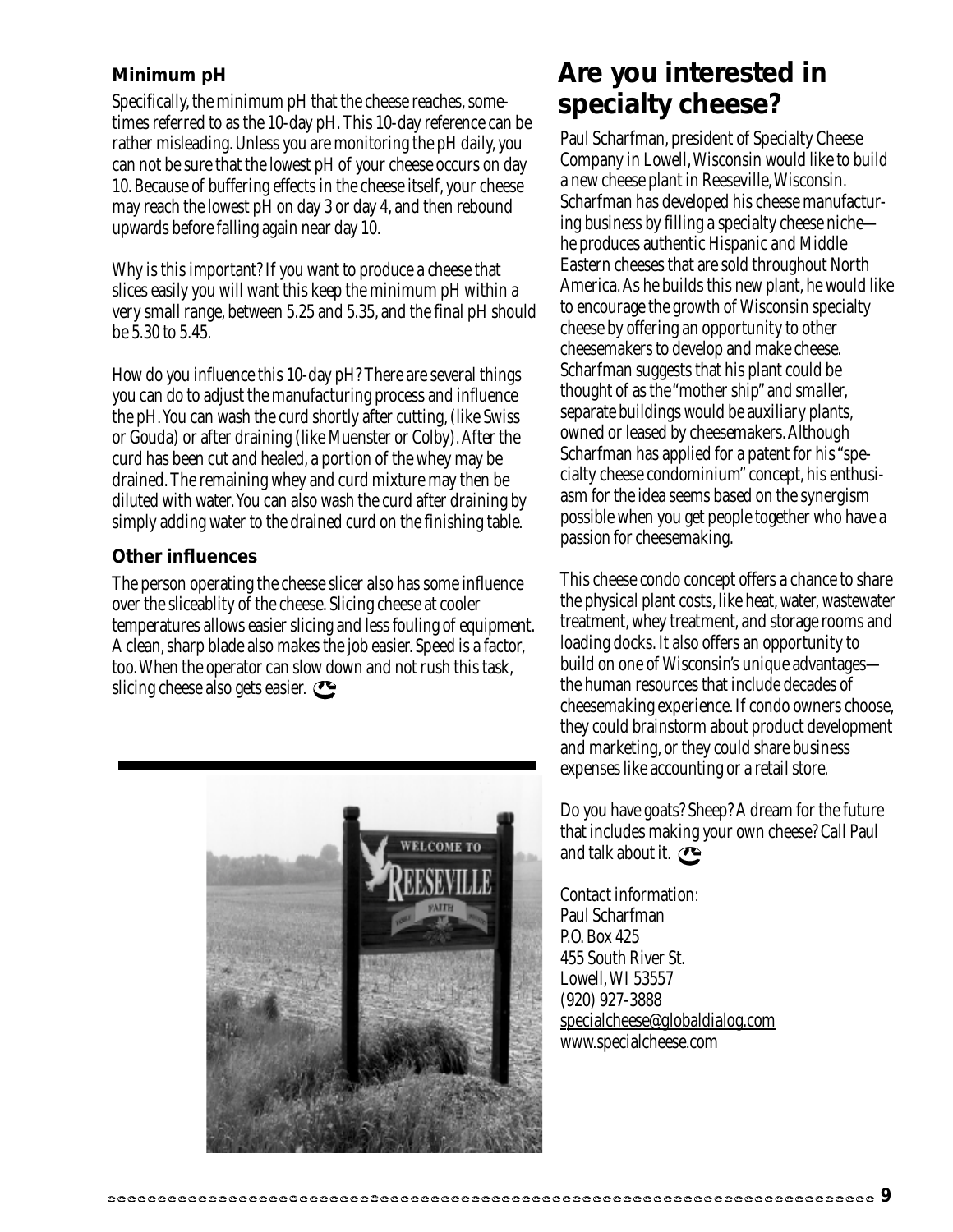### Minimum pH

Specifically, the minimum pH that the cheese reaches, sometimes referred to as the 10-day pH. This 10-day reference can be rather misleading. Unless you are monitoring the pH daily, you can not be sure that the lowest pH of your cheese occurs on day 10. Because of buffering effects in the cheese itself, your cheese may reach the lowest pH on day 3 or day 4, and then rebound upwards before falling again near day 10.

Why is this important? If you want to produce a cheese that slices easily you will want this keep the minimum pH within a very small range, between 5.25 and 5.35, and the final pH should be 5.30 to 5.45.

How do you influence this 10-day pH? There are several things you can do to adjust the manufacturing process and influence the pH. You can wash the curd shortly after cutting, (like Swiss or Gouda) or after draining (like Muenster or Colby). After the curd has been cut and healed, a portion of the whey may be drained. The remaining whey and curd mixture may then be diluted with water. You can also wash the curd after draining by simply adding water to the drained curd on the finishing table.

### Other influences

The person operating the cheese slicer also has some influence over the sliceablity of the cheese. Slicing cheese at cooler temperatures allows easier slicing and less fouling of equipment. A clean, sharp blade also makes the job easier. Speed is a factor, too. When the operator can slow down and not rush this task, slicing cheese also gets easier.

## Are you interested in specialty cheese?

Paul Scharfman, president of Specialty Cheese Company in Lowell, Wisconsin would like to build a new cheese plant in Reeseville, Wisconsin. Scharfman has developed his cheese manufacturing business by filling a specialty cheese niche—he produces authentic Hispanic and Middle Eastern cheeses that are sold throughout North America. As he builds this new plant, he would like to encourage the growth of Wisconsin specialty cheese by offering an opportunity to other cheesemakers to develop and make cheese. Scharfman suggests that his plant could be thought of as the "mother ship" and smaller, separate buildings would be auxiliary plants, owned or leased by cheesemakers. Although Scharfman has applied for a patent for his "specialty cheese condominium" concept, his enthusiasm for the idea seems based on the synergism possible when you get people together who have a passion for cheesemaking.

This cheese condo concept offers a chance to share the physical plant costs, like heat, water, wastewater treatment, whey treatment, and storage rooms and loading docks. It also offers an opportunity to build on one of Wisconsin's unique advantages—the human resources that include decades of cheesemaking experience. If condo owners choose, they could brainstorm about product development and marketing, or they could share business expenses like accounting or a retail store.

Do you have goats? Sheep? A dream for the future that includes making your own cheese? Call Paul and talk about it.

Contact information:
Paul Scharfman
P.O. Box 425
455 South River St.
Lowell, WI 53557
(920) 927-3888
specialcheese@globaldialog.com
www.specialcheese.com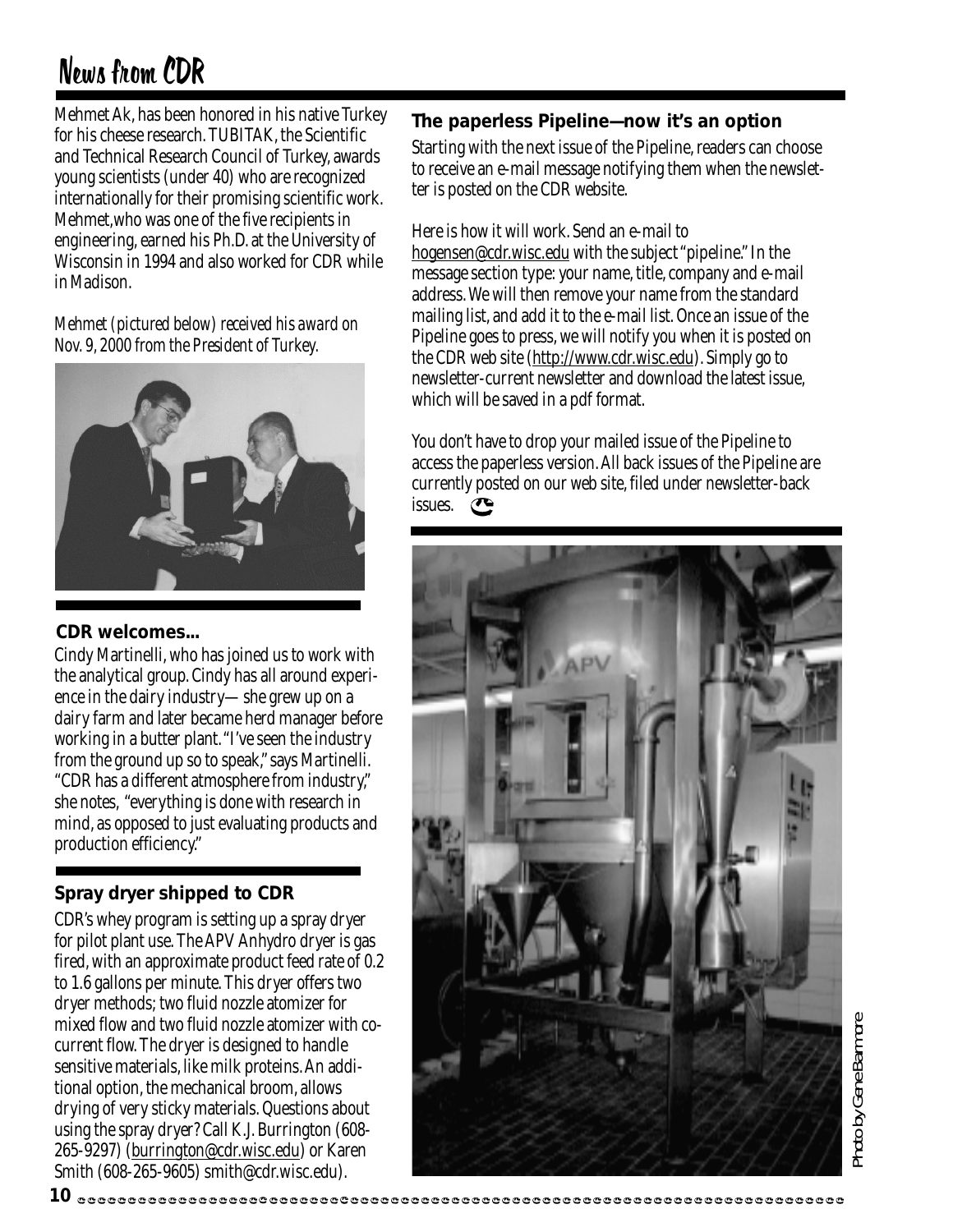# News from CDR

Mehmet Ak, has been honored in his native Turkey for his cheese research. TUBITAK, the Scientific and Technical Research Council of Turkey, awards young scientists (under 40) who are recognized internationally for their promising scientific work. Mehmet,who was one of the five recipients in engineering, earned his Ph.D. at the University of Wisconsin in 1994 and also worked for CDR while in Madison.

*Mehmet (pictured below) received his award on Nov. 9, 2000 from the President of Turkey.*

### CDR welcomes...

Cindy Martinelli, who has joined us to work with the analytical group. Cindy has all around experience in the dairy industry— she grew up on a dairy farm and later became herd manager before working in a butter plant. "I've seen the industry from the ground up so to speak," says Martinelli. "CDR has a different atmosphere from industry," she notes, "everything is done with research in mind, as opposed to just evaluating products and production efficiency."

### Spray dryer shipped to CDR

CDR's whey program is setting up a spray dryer for pilot plant use. The APV Anhydro dryer is gas fired, with an approximate product feed rate of 0.2 to 1.6 gallons per minute. This dryer offers two dryer methods; two fluid nozzle atomizer for mixed flow and two fluid nozzle atomizer with co-current flow. The dryer is designed to handle sensitive materials, like milk proteins. An additional option, the mechanical broom, allows drying of very sticky materials. Questions about using the spray dryer? Call K.J. Burrington (608-265-9297) (burrington@cdr.wisc.edu) or Karen Smith (608-265-9605) smith@cdr.wisc.edu).

### The paperless Pipeline—now it's an option

Starting with the next issue of the Pipeline, readers can choose to receive an e-mail message notifying them when the newsletter is posted on the CDR website.

Here is how it will work. Send an e-mail to hogensen@cdr.wisc.edu with the subject "pipeline." In the message section type: your name, title, company and e-mail address. We will then remove your name from the standard mailing list, and add it to the e-mail list. Once an issue of the Pipeline goes to press, we will notify you when it is posted on the CDR web site (http://www.cdr.wisc.edu). Simply go to newsletter-current newsletter and download the latest issue, which will be saved in a pdf format.

You don't have to drop your mailed issue of the Pipeline to access the paperless version. All back issues of the Pipeline are currently posted on our web site, filed under newsletter-back issues.

Photo by Gene Barmore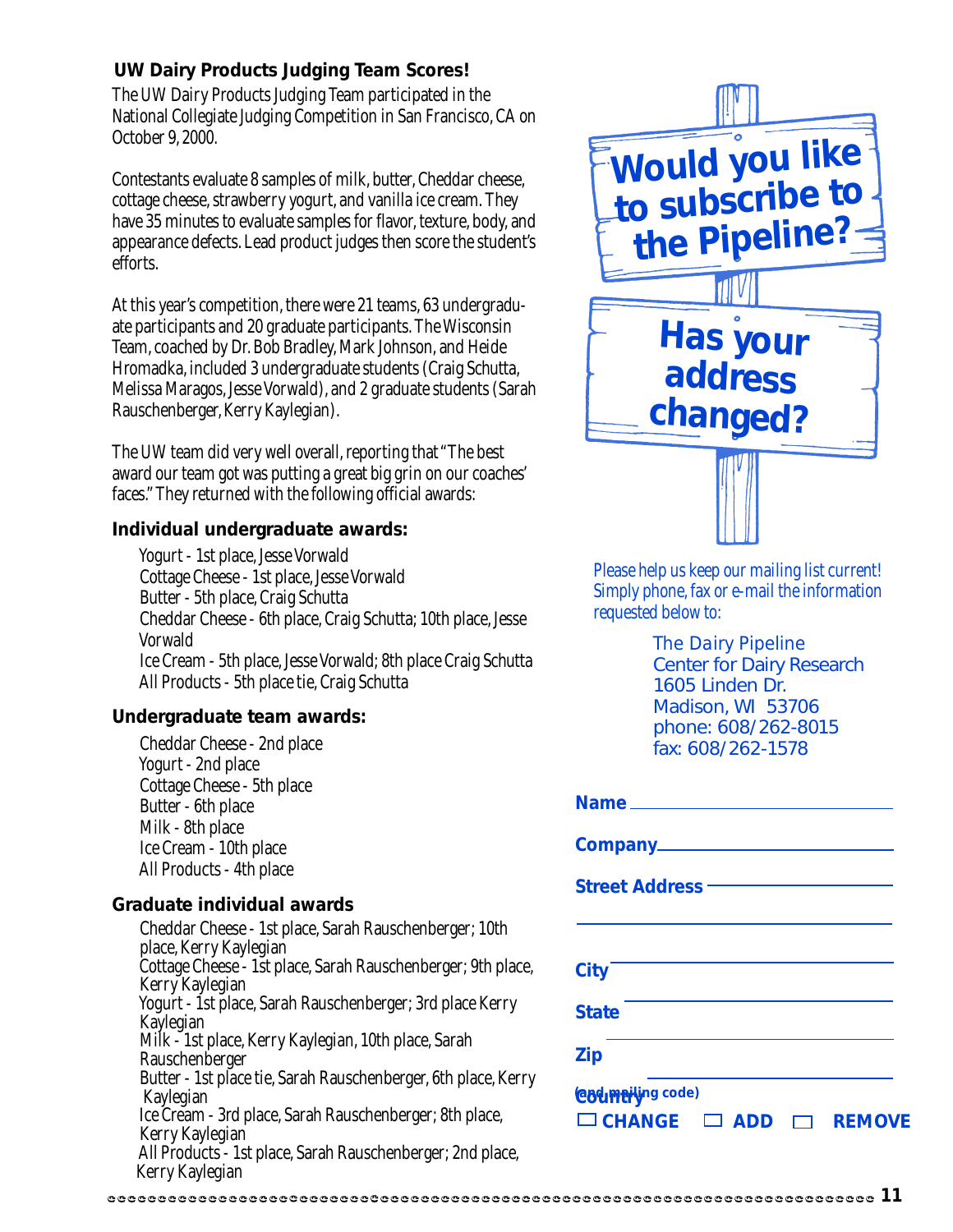## UW Dairy Products Judging Team Scores!

The UW Dairy Products Judging Team participated in the National Collegiate Judging Competition in San Francisco, CA on October 9, 2000.

Contestants evaluate 8 samples of milk, butter, Cheddar cheese, cottage cheese, strawberry yogurt, and vanilla ice cream. They have 35 minutes to evaluate samples for flavor, texture, body, and appearance defects. Lead product judges then score the student's efforts.

At this year's competition, there were 21 teams, 63 undergraduate participants and 20 graduate participants. The Wisconsin Team, coached by Dr. Bob Bradley, Mark Johnson, and Heide Hromadka, included 3 undergraduate students (Craig Schutta, Melissa Maragos, Jesse Vorwald), and 2 graduate students (Sarah Rauschenberger, Kerry Kaylegian).

The UW team did very well overall, reporting that "The best award our team got was putting a great big grin on our coaches' faces." They returned with the following official awards:

### Individual undergraduate awards:

- Yogurt - 1st place, Jesse Vorwald
- Cottage Cheese - 1st place, Jesse Vorwald
- Butter - 5th place, Craig Schutta
- Cheddar Cheese - 6th place, Craig Schutta; 10th place, Jesse Vorwald
- Ice Cream - 5th place, Jesse Vorwald; 8th place Craig Schutta
- All Products - 5th place tie, Craig Schutta

### Undergraduate team awards:

- Cheddar Cheese - 2nd place
- Yogurt - 2nd place
- Cottage Cheese - 5th place
- Butter - 6th place
- Milk - 8th place
- Ice Cream - 10th place
- All Products - 4th place

### Graduate individual awards

- Cheddar Cheese - 1st place, Sarah Rauschenberger; 10th place, Kerry Kaylegian
- Cottage Cheese - 1st place, Sarah Rauschenberger; 9th place, Kerry Kaylegian
- Yogurt - 1st place, Sarah Rauschenberger; 3rd place Kerry Kaylegian
- Milk - 1st place, Kerry Kaylegian, 10th place, Sarah Rauschenberger
- Butter - 1st place tie, Sarah Rauschenberger, 6th place, Kerry Kaylegian
- Ice Cream - 3rd place, Sarah Rauschenberger; 8th place, Kerry Kaylegian
- All Products - 1st place, Sarah Rauschenberger; 2nd place, Kerry Kaylegian

## Would you like to subscribe to the Pipeline?

## Has your address changed?

*Please help us keep our mailing list current! Simply phone, fax or e-mail the information requested below to:*

The Dairy Pipeline
Center for Dairy Research
1605 Linden Dr.
Madison, WI 53706
phone: 608/262-8015
fax: 608/262-1578

**Name** \_\_\_\_\_\_\_\_\_\_\_\_\_\_\_\_\_\_\_\_

**Company** \_\_\_\_\_\_\_\_\_\_\_\_\_\_\_\_\_\_\_\_

**Street Address** \_\_\_\_\_\_\_\_\_\_\_\_\_\_\_\_\_\_\_\_

\_\_\_\_\_\_\_\_\_\_\_\_\_\_\_\_\_\_\_\_

**City** \_\_\_\_\_\_\_\_\_\_\_\_\_\_\_\_\_\_\_\_

**State** \_\_\_\_\_\_\_\_\_\_\_\_\_\_\_\_\_\_\_\_

**Zip** \_\_\_\_\_\_\_\_\_\_\_\_\_\_\_\_\_\_\_\_

**Country** (and mailing code) \_\_\_\_\_\_\_\_\_\_\_\_\_\_\_\_\_\_\_\_

☐ **CHANGE** ☐ **ADD** ☐ **REMOVE**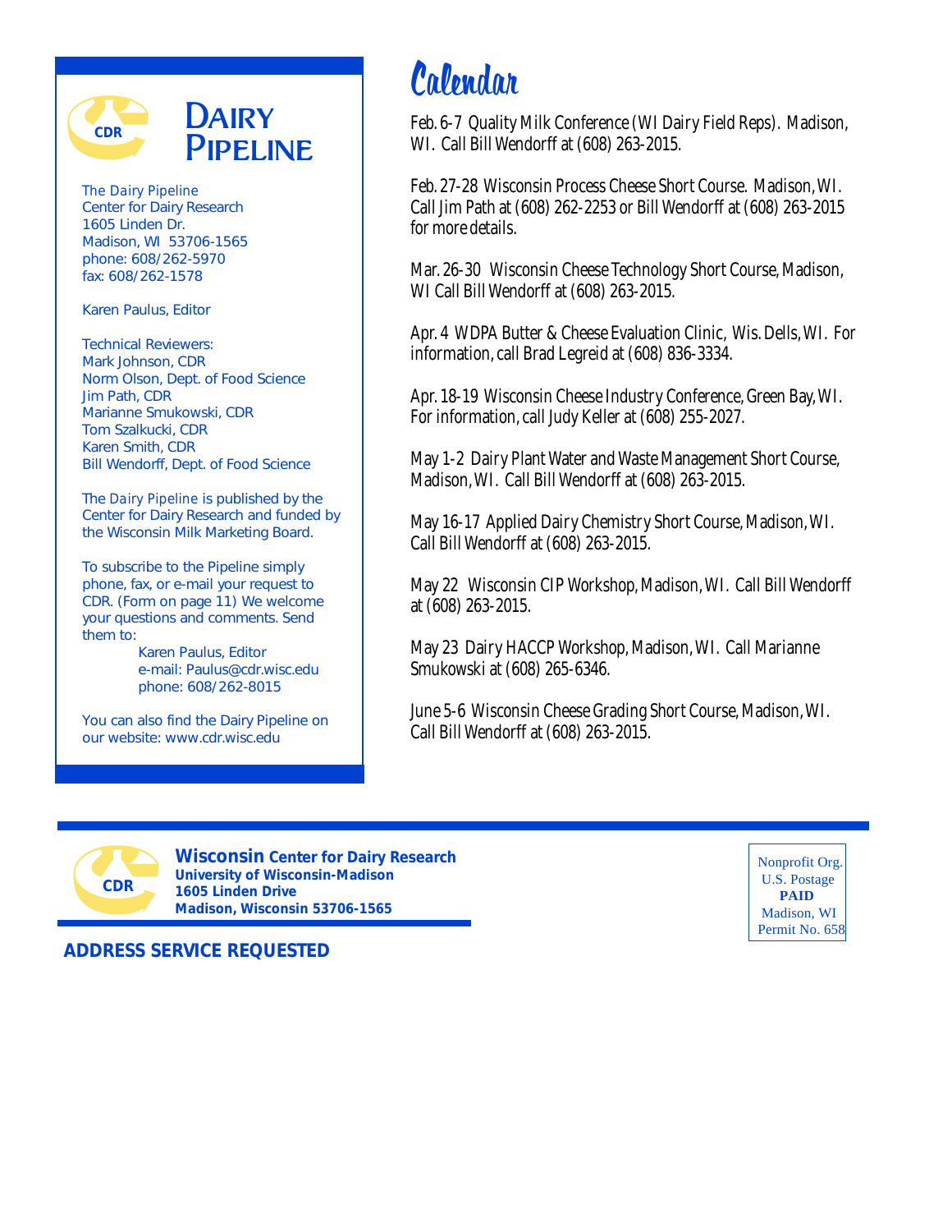# DAIRY PIPELINE

The *Dairy Pipeline*
Center for Dairy Research
1605 Linden Dr.
Madison, WI 53706-1565
phone: 608/262-5970
fax: 608/262-1578

Karen Paulus, Editor

Technical Reviewers:
Mark Johnson, CDR
Norm Olson, Dept. of Food Science
Jim Path, CDR
Marianne Smukowski, CDR
Tom Szalkucki, CDR
Karen Smith, CDR
Bill Wendorff, Dept. of Food Science

The *Dairy Pipeline* is published by the Center for Dairy Research and funded by the Wisconsin Milk Marketing Board.

To subscribe to the Pipeline simply phone, fax, or e-mail your request to CDR. (Form on page 11) We welcome your questions and comments. Send them to:

Karen Paulus, Editor
e-mail: Paulus@cdr.wisc.edu
phone: 608/262-8015

You can also find the Dairy Pipeline on our website: www.cdr.wisc.edu

# Calendar

Feb. 6-7 Quality Milk Conference (WI Dairy Field Reps). Madison, WI. Call Bill Wendorff at (608) 263-2015.

Feb. 27-28 Wisconsin Process Cheese Short Course. Madison, WI. Call Jim Path at (608) 262-2253 or Bill Wendorff at (608) 263-2015 for more details.

Mar. 26-30 Wisconsin Cheese Technology Short Course, Madison, WI Call Bill Wendorff at (608) 263-2015.

Apr. 4 WDPA Butter & Cheese Evaluation Clinic, Wis. Dells, WI. For information, call Brad Legreid at (608) 836-3334.

Apr. 18-19 Wisconsin Cheese Industry Conference, Green Bay, WI. For information, call Judy Keller at (608) 255-2027.

May 1-2 Dairy Plant Water and Waste Management Short Course, Madison, WI. Call Bill Wendorff at (608) 263-2015.

May 16-17 Applied Dairy Chemistry Short Course, Madison, WI. Call Bill Wendorff at (608) 263-2015.

May 22 Wisconsin CIP Workshop, Madison, WI. Call Bill Wendorff at (608) 263-2015.

May 23 Dairy HACCP Workshop, Madison, WI. Call Marianne Smukowski at (608) 265-6346.

June 5-6 Wisconsin Cheese Grading Short Course, Madison, WI. Call Bill Wendorff at (608) 263-2015.

**Wisconsin Center for Dairy Research**
**University of Wisconsin-Madison**
**1605 Linden Drive**
**Madison, Wisconsin 53706-1565**

**ADDRESS SERVICE REQUESTED**

Nonprofit Org.
U.S. Postage
**PAID**
Madison, WI
Permit No. 658